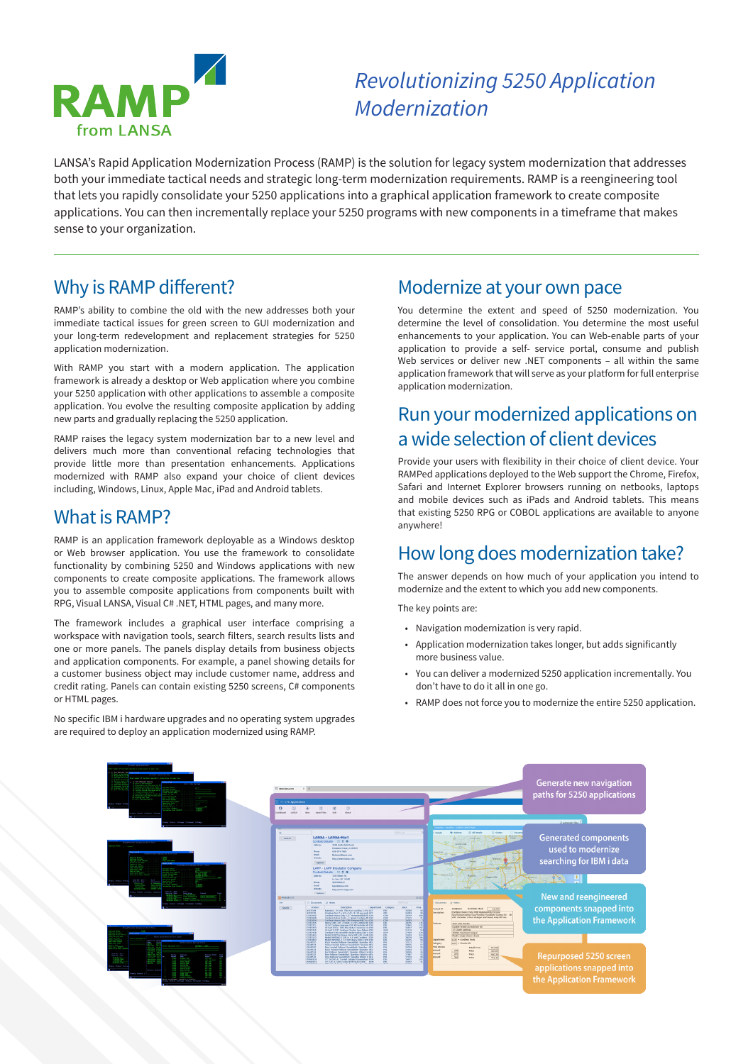# RAMP from LANSA

## *Revolutionizing 5250 Application Modernization*

LANSA's Rapid Application Modernization Process (RAMP) is the solution for legacy system modernization that addresses both your immediate tactical needs and strategic long-term modernization requirements. RAMP is a reengineering tool that lets you rapidly consolidate your 5250 applications into a graphical application framework to create composite applications. You can then incrementally replace your 5250 programs with new components in a timeframe that makes sense to your organization.

## Why is RAMP different?

RAMP's ability to combine the old with the new addresses both your immediate tactical issues for green screen to GUI modernization and your long-term redevelopment and replacement strategies for 5250 application modernization.

With RAMP you start with a modern application. The application framework is already a desktop or Web application where you combine your 5250 application with other applications to assemble a composite application. You evolve the resulting composite application by adding new parts and gradually replacing the 5250 application.

RAMP raises the legacy system modernization bar to a new level and delivers much more than conventional refacing technologies that provide little more than presentation enhancements. Applications modernized with RAMP also expand your choice of client devices including, Windows, Linux, Apple Mac, iPad and Android tablets.

## What is RAMP?

RAMP is an application framework deployable as a Windows desktop or Web browser application. You use the framework to consolidate functionality by combining 5250 and Windows applications with new components to create composite applications. The framework allows you to assemble composite applications from components built with RPG, Visual LANSA, Visual C# .NET, HTML pages, and many more.

The framework includes a graphical user interface comprising a workspace with navigation tools, search filters, search results lists and one or more panels. The panels display details from business objects and application components. For example, a panel showing details for a customer business object may include customer name, address and credit rating. Panels can contain existing 5250 screens, C# components or HTML pages.

No specific IBM i hardware upgrades and no operating system upgrades are required to deploy an application modernized using RAMP.

## Modernize at your own pace

You determine the extent and speed of 5250 modernization. You determine the level of consolidation. You determine the most useful enhancements to your application. You can Web-enable parts of your application to provide a self- service portal, consume and publish Web services or deliver new .NET components – all within the same application framework that will serve as your platform for full enterprise application modernization.

## Run your modernized applications on a wide selection of client devices

Provide your users with flexibility in their choice of client device. Your RAMPed applications deployed to the Web support the Chrome, Firefox, Safari and Internet Explorer browsers running on netbooks, laptops and mobile devices such as iPads and Android tablets. This means that existing 5250 RPG or COBOL applications are available to anyone anywhere!

## How long does modernization take?

The answer depends on how much of your application you intend to modernize and the extent to which you add new components.

The key points are:

- Navigation modernization is very rapid.
- Application modernization takes longer, but adds significantly more business value.
- You can deliver a modernized 5250 application incrementally. You don't have to do it all in one go.
- RAMP does not force you to modernize the entire 5250 application.

Generate new navigation paths for 5250 applications

Generated components used to modernize searching for IBM i data

New and reengineered components snapped into the Application Framework

Repurposed 5250 screen applications snapped into the Application Framework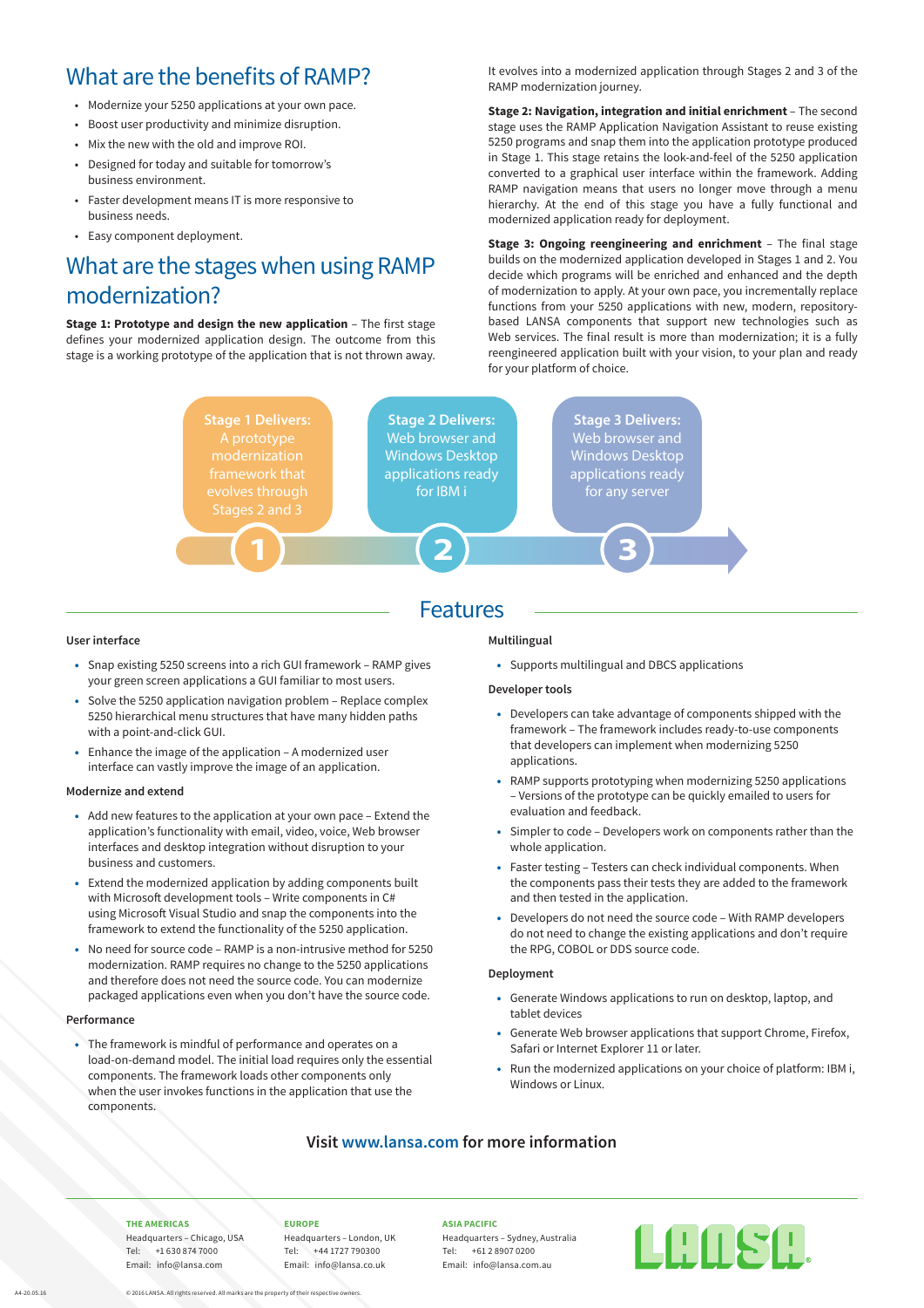## What are the benefits of RAMP?

- Modernize your 5250 applications at your own pace.
- Boost user productivity and minimize disruption.
- Mix the new with the old and improve ROI.
- Designed for today and suitable for tomorrow's business environment.
- Faster development means IT is more responsive to business needs.
- Easy component deployment.

## What are the stages when using RAMP modernization?

**Stage 1: Prototype and design the new application** – The first stage defines your modernized application design. The outcome from this stage is a working prototype of the application that is not thrown away. It evolves into a modernized application through Stages 2 and 3 of the RAMP modernization journey.

**Stage 2: Navigation, integration and initial enrichment** – The second stage uses the RAMP Application Navigation Assistant to reuse existing 5250 programs and snap them into the application prototype produced in Stage 1. This stage retains the look-and-feel of the 5250 application converted to a graphical user interface within the framework. Adding RAMP navigation means that users no longer move through a menu hierarchy. At the end of this stage you have a fully functional and modernized application ready for deployment.

**Stage 3: Ongoing reengineering and enrichment** – The final stage builds on the modernized application developed in Stages 1 and 2. You decide which programs will be enriched and enhanced and the depth of modernization to apply. At your own pace, you incrementally replace functions from your 5250 applications with new, modern, repository-based LANSA components that support new technologies such as Web services. The final result is more than modernization; it is a fully reengineered application built with your vision, to your plan and ready for your platform of choice.

**Stage 1 Delivers:** A prototype modernization framework that evolves through Stages 2 and 3

**Stage 2 Delivers:** Web browser and Windows Desktop applications ready for IBM i

**Stage 3 Delivers:** Web browser and Windows Desktop applications ready for any server

1

2

3

## Features

### User interface

- Snap existing 5250 screens into a rich GUI framework – RAMP gives your green screen applications a GUI familiar to most users.
- Solve the 5250 application navigation problem – Replace complex 5250 hierarchical menu structures that have many hidden paths with a point-and-click GUI.
- Enhance the image of the application – A modernized user interface can vastly improve the image of an application.

### Modernize and extend

- Add new features to the application at your own pace – Extend the application's functionality with email, video, voice, Web browser interfaces and desktop integration without disruption to your business and customers.
- Extend the modernized application by adding components built with Microsoft development tools – Write components in C# using Microsoft Visual Studio and snap the components into the framework to extend the functionality of the 5250 application.
- No need for source code – RAMP is a non-intrusive method for 5250 modernization. RAMP requires no change to the 5250 applications and therefore does not need the source code. You can modernize packaged applications even when you don't have the source code.

### Performance

- The framework is mindful of performance and operates on a load-on-demand model. The initial load requires only the essential components. The framework loads other components only when the user invokes functions in the application that use the components.

### Multilingual

- Supports multilingual and DBCS applications

### Developer tools

- Developers can take advantage of components shipped with the framework – The framework includes ready-to-use components that developers can implement when modernizing 5250 applications.
- RAMP supports prototyping when modernizing 5250 applications – Versions of the prototype can be quickly emailed to users for evaluation and feedback.
- Simpler to code – Developers work on components rather than the whole application.
- Faster testing – Testers can check individual components. When the components pass their tests they are added to the framework and then tested in the application.
- Developers do not need the source code – With RAMP developers do not need to change the existing applications and don't require the RPG, COBOL or DDS source code.

### Deployment

- Generate Windows applications to run on desktop, laptop, and tablet devices
- Generate Web browser applications that support Chrome, Firefox, Safari or Internet Explorer 11 or later.
- Run the modernized applications on your choice of platform: IBM i, Windows or Linux.

**Visit www.lansa.com for more information**

**THE AMERICAS**
Headquarters – Chicago, USA
Tel: +1 630 874 7000
Email: info@lansa.com

**EUROPE**
Headquarters – London, UK
Tel: +44 1727 790300
Email: info@lansa.co.uk

**ASIA PACIFIC**
Headquarters – Sydney, Australia
Tel: +61 2 8907 0200
Email: info@lansa.com.au

LANSA®

A4-20.05.16

© 2016 LANSA. All rights reserved. All marks are the property of their respective owners.